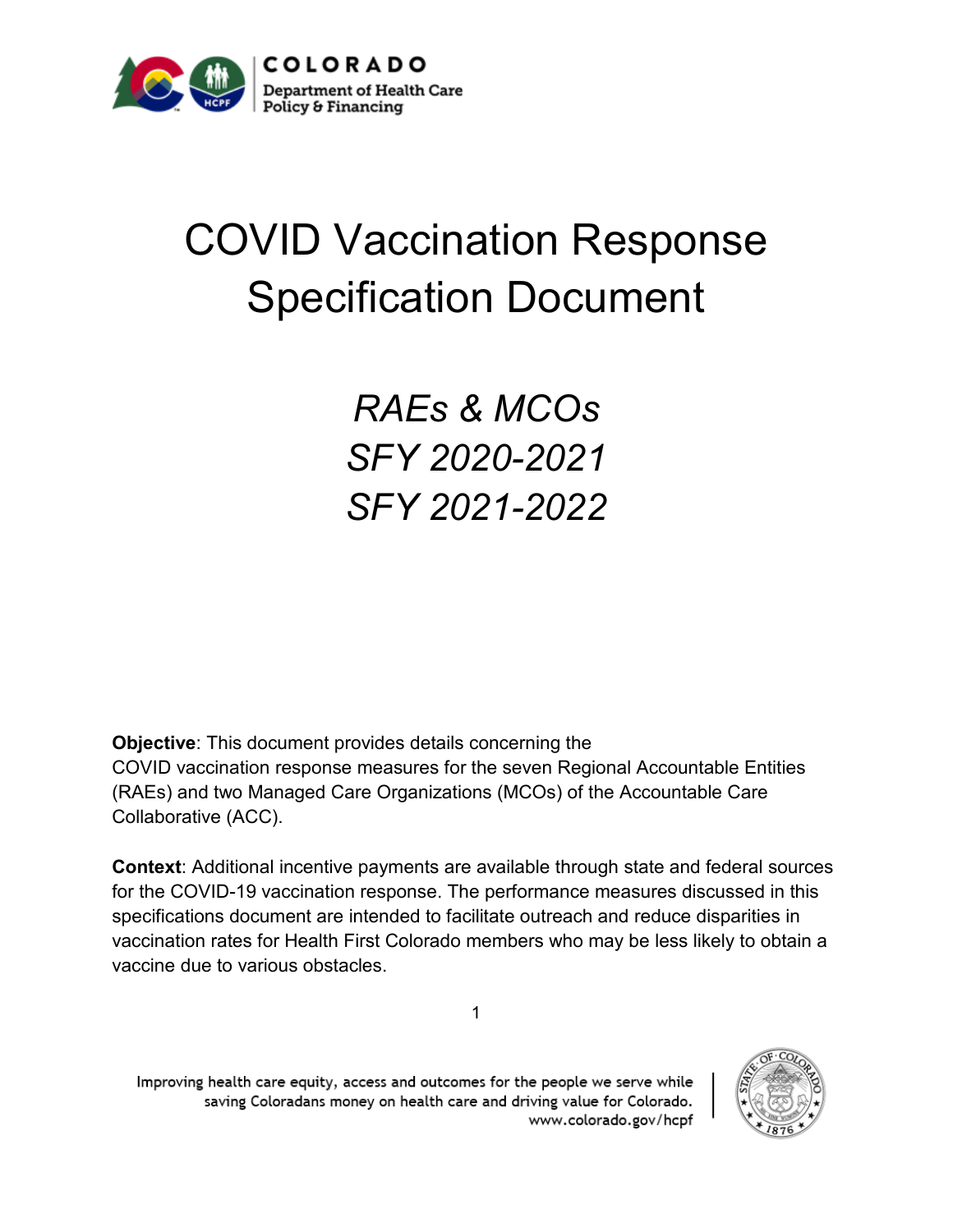COLORADO
Department of Health Care Policy & Financing

# COVID Vaccination Response Specification Document

*RAEs & MCOs*
*SFY 2020-2021*
*SFY 2021-2022*

**Objective**: This document provides details concerning the COVID vaccination response measures for the seven Regional Accountable Entities (RAEs) and two Managed Care Organizations (MCOs) of the Accountable Care Collaborative (ACC).

**Context**: Additional incentive payments are available through state and federal sources for the COVID-19 vaccination response. The performance measures discussed in this specifications document are intended to facilitate outreach and reduce disparities in vaccination rates for Health First Colorado members who may be less likely to obtain a vaccine due to various obstacles.

Improving health care equity, access and outcomes for the people we serve while saving Coloradans money on health care and driving value for Colorado.
www.colorado.gov/hcpf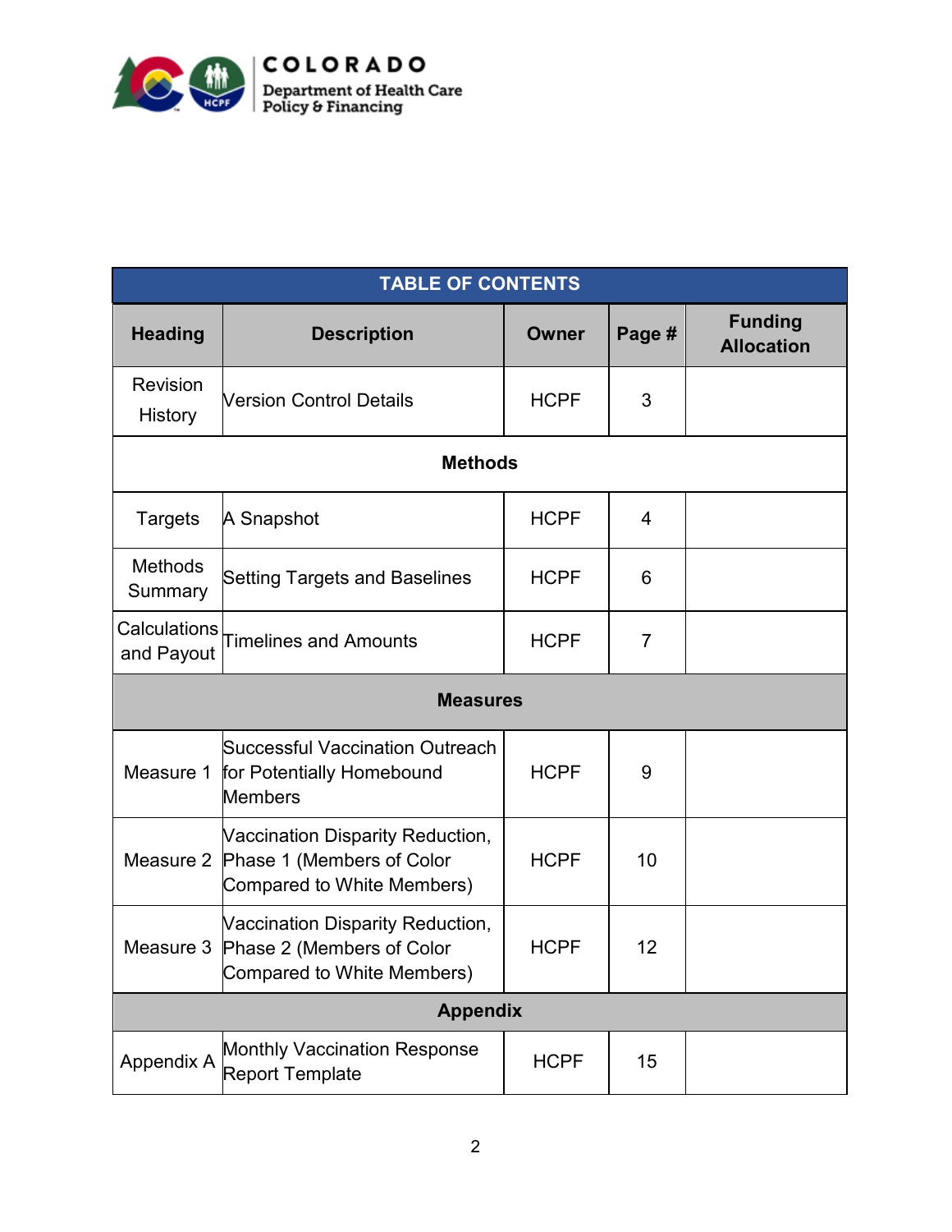| TABLE OF CONTENTS | | | | |
|---|---|---|---|---|
| **Heading** | **Description** | **Owner** | **Page #** | **Funding Allocation** |
| Revision History | Version Control Details | HCPF | 3 | |
| **Methods** | | | | |
| Targets | A Snapshot | HCPF | 4 | |
| Methods Summary | Setting Targets and Baselines | HCPF | 6 | |
| Calculations and Payout | Timelines and Amounts | HCPF | 7 | |
| **Measures** | | | | |
| Measure 1 | Successful Vaccination Outreach for Potentially Homebound Members | HCPF | 9 | |
| Measure 2 | Vaccination Disparity Reduction, Phase 1 (Members of Color Compared to White Members) | HCPF | 10 | |
| Measure 3 | Vaccination Disparity Reduction, Phase 2 (Members of Color Compared to White Members) | HCPF | 12 | |
| **Appendix** | | | | |
| Appendix A | Monthly Vaccination Response Report Template | HCPF | 15 | |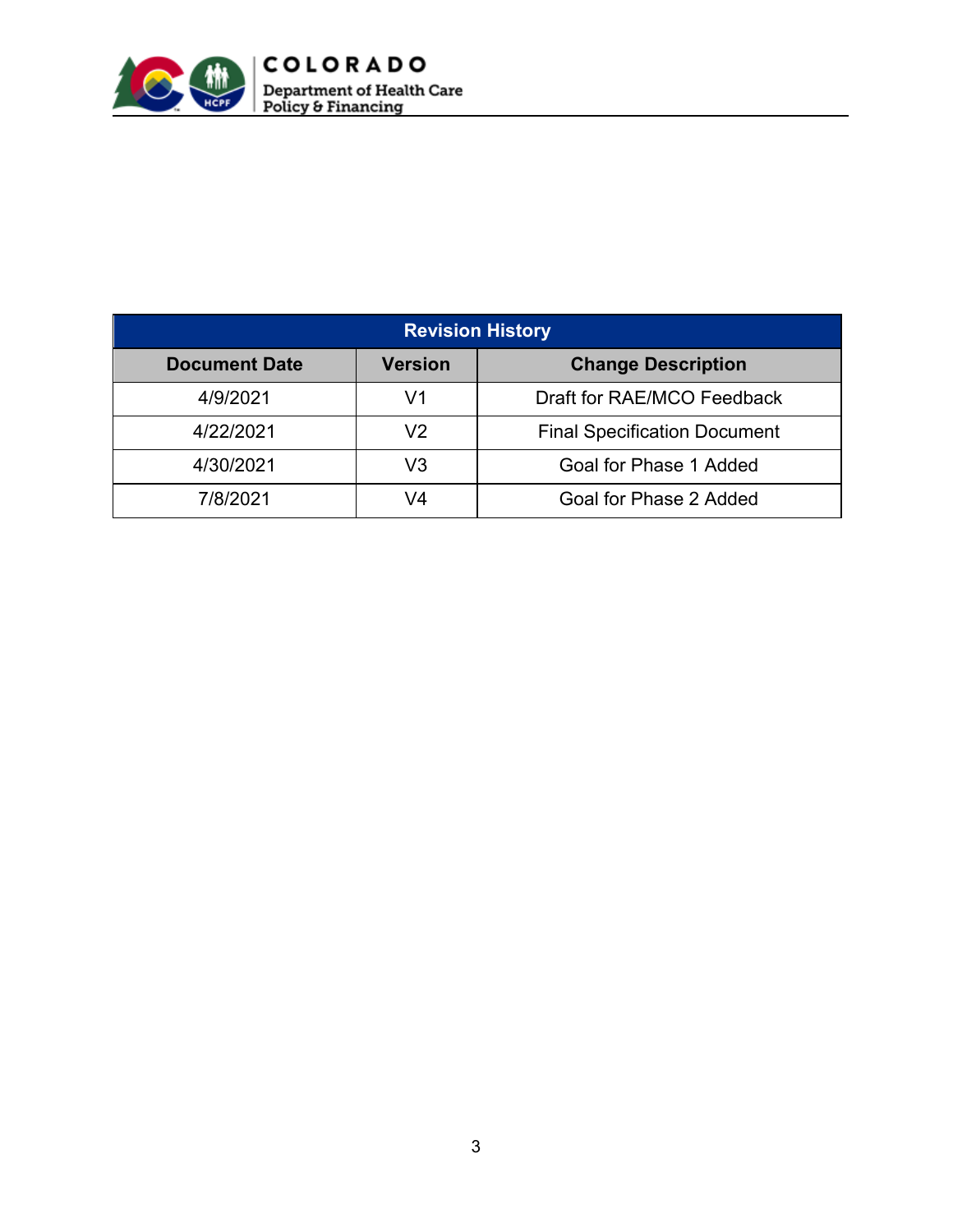| Revision History | | |
|---|---|---|
| **Document Date** | **Version** | **Change Description** |
| 4/9/2021 | V1 | Draft for RAE/MCO Feedback |
| 4/22/2021 | V2 | Final Specification Document |
| 4/30/2021 | V3 | Goal for Phase 1 Added |
| 7/8/2021 | V4 | Goal for Phase 2 Added |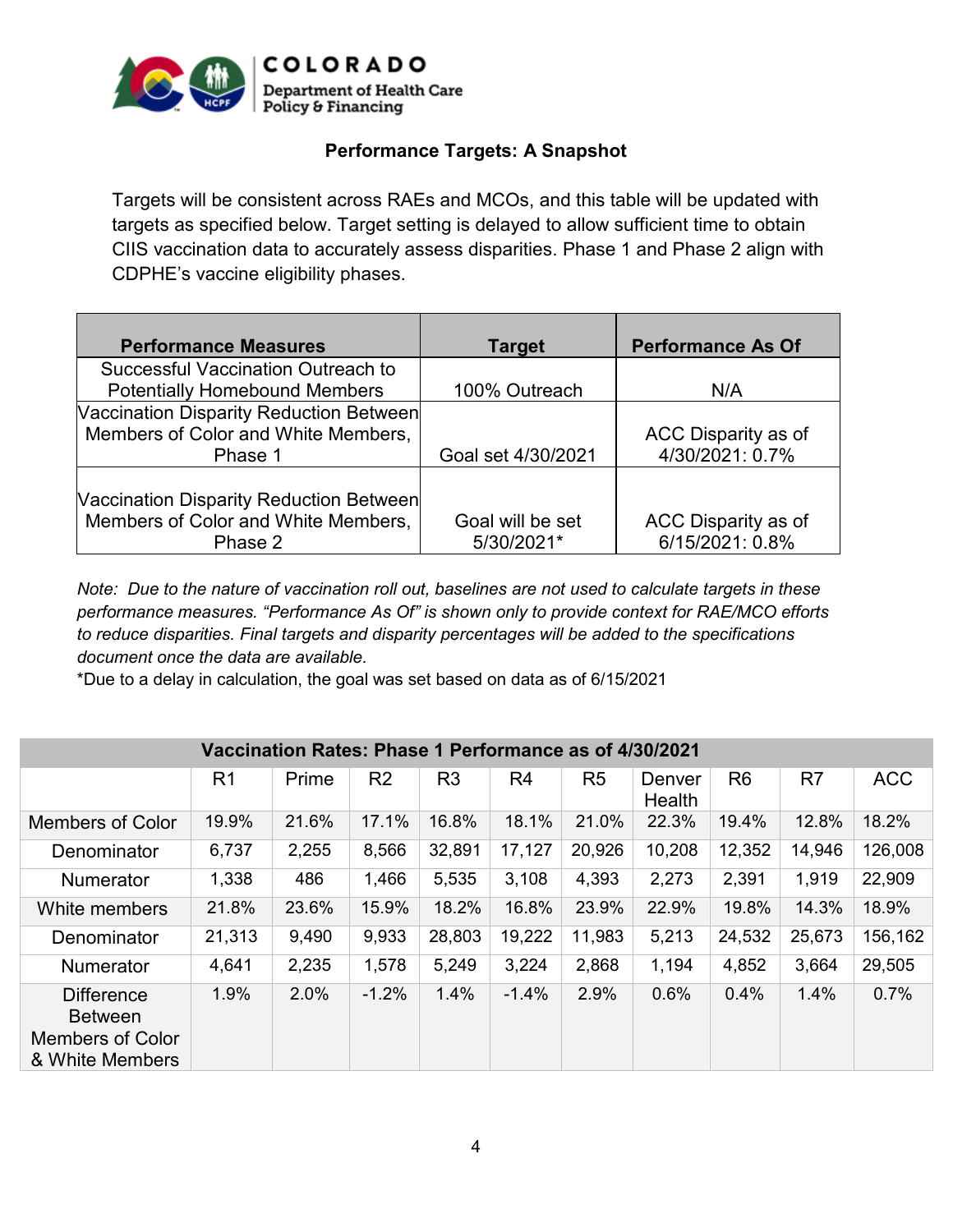## Performance Targets: A Snapshot

Targets will be consistent across RAEs and MCOs, and this table will be updated with targets as specified below. Target setting is delayed to allow sufficient time to obtain CIIS vaccination data to accurately assess disparities. Phase 1 and Phase 2 align with CDPHE's vaccine eligibility phases.

| Performance Measures | Target | Performance As Of |
|---|---|---|
| Successful Vaccination Outreach to Potentially Homebound Members | 100% Outreach | N/A |
| Vaccination Disparity Reduction Between Members of Color and White Members, Phase 1 | Goal set 4/30/2021 | ACC Disparity as of 4/30/2021: 0.7% |
| Vaccination Disparity Reduction Between Members of Color and White Members, Phase 2 | Goal will be set 5/30/2021* | ACC Disparity as of 6/15/2021: 0.8% |

*Note: Due to the nature of vaccination roll out, baselines are not used to calculate targets in these performance measures. "Performance As Of" is shown only to provide context for RAE/MCO efforts to reduce disparities. Final targets and disparity percentages will be added to the specifications document once the data are available.*

*Due to a delay in calculation, the goal was set based on data as of 6/15/2021

| Vaccination Rates: Phase 1 Performance as of 4/30/2021 | | | | | | | | | | |
|---|---|---|---|---|---|---|---|---|---|---|
| | R1 | Prime | R2 | R3 | R4 | R5 | Denver Health | R6 | R7 | ACC |
| Members of Color | 19.9% | 21.6% | 17.1% | 16.8% | 18.1% | 21.0% | 22.3% | 19.4% | 12.8% | 18.2% |
| Denominator | 6,737 | 2,255 | 8,566 | 32,891 | 17,127 | 20,926 | 10,208 | 12,352 | 14,946 | 126,008 |
| Numerator | 1,338 | 486 | 1,466 | 5,535 | 3,108 | 4,393 | 2,273 | 2,391 | 1,919 | 22,909 |
| White members | 21.8% | 23.6% | 15.9% | 18.2% | 16.8% | 23.9% | 22.9% | 19.8% | 14.3% | 18.9% |
| Denominator | 21,313 | 9,490 | 9,933 | 28,803 | 19,222 | 11,983 | 5,213 | 24,532 | 25,673 | 156,162 |
| Numerator | 4,641 | 2,235 | 1,578 | 5,249 | 3,224 | 2,868 | 1,194 | 4,852 | 3,664 | 29,505 |
| Difference Between Members of Color & White Members | 1.9% | 2.0% | -1.2% | 1.4% | -1.4% | 2.9% | 0.6% | 0.4% | 1.4% | 0.7% |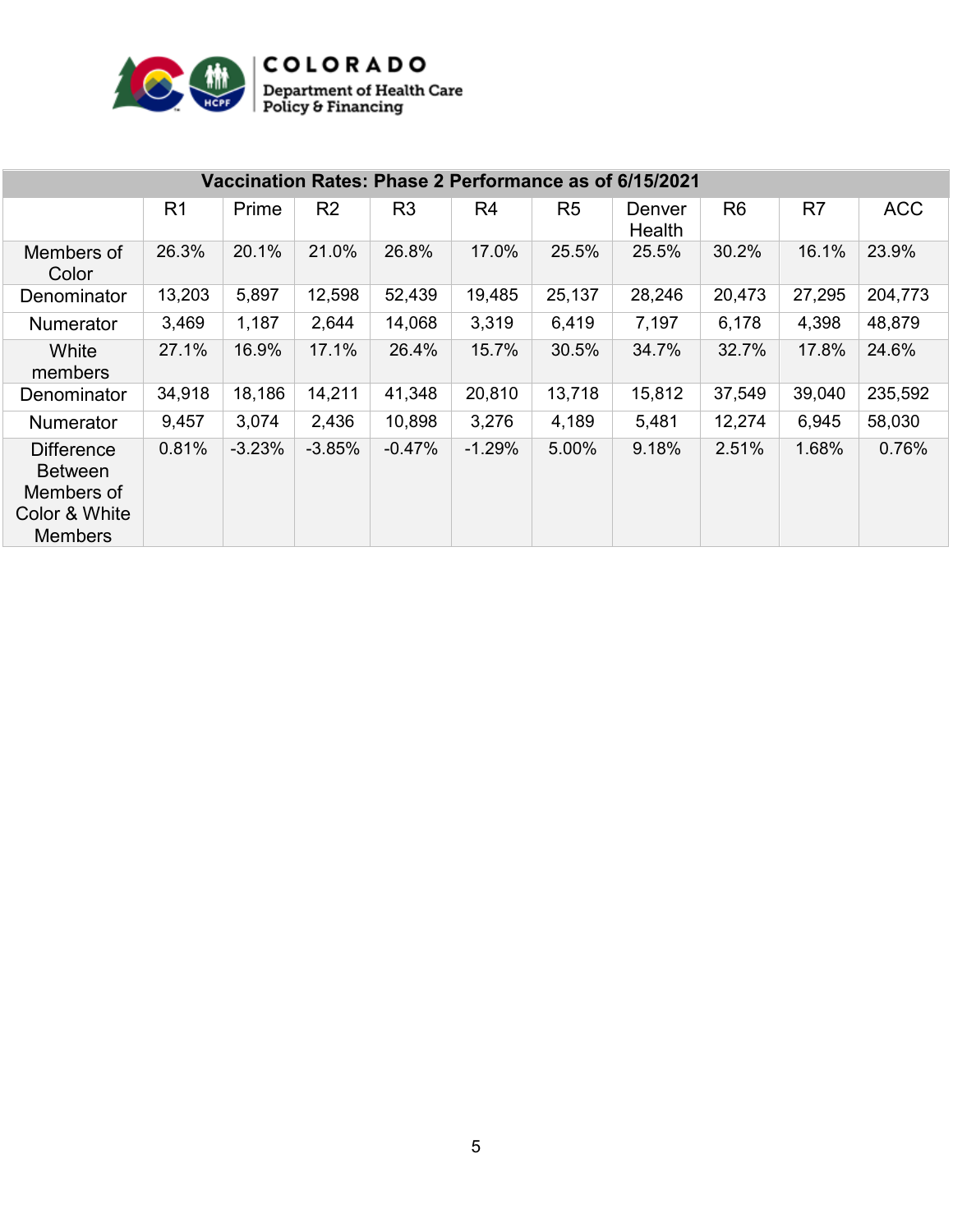| Vaccination Rates: Phase 2 Performance as of 6/15/2021 | | | | | | | | | | |
|---|---|---|---|---|---|---|---|---|---|---|
| | R1 | Prime | R2 | R3 | R4 | R5 | Denver Health | R6 | R7 | ACC |
| Members of Color | 26.3% | 20.1% | 21.0% | 26.8% | 17.0% | 25.5% | 25.5% | 30.2% | 16.1% | 23.9% |
| Denominator | 13,203 | 5,897 | 12,598 | 52,439 | 19,485 | 25,137 | 28,246 | 20,473 | 27,295 | 204,773 |
| Numerator | 3,469 | 1,187 | 2,644 | 14,068 | 3,319 | 6,419 | 7,197 | 6,178 | 4,398 | 48,879 |
| White members | 27.1% | 16.9% | 17.1% | 26.4% | 15.7% | 30.5% | 34.7% | 32.7% | 17.8% | 24.6% |
| Denominator | 34,918 | 18,186 | 14,211 | 41,348 | 20,810 | 13,718 | 15,812 | 37,549 | 39,040 | 235,592 |
| Numerator | 9,457 | 3,074 | 2,436 | 10,898 | 3,276 | 4,189 | 5,481 | 12,274 | 6,945 | 58,030 |
| Difference Between Members of Color & White Members | 0.81% | -3.23% | -3.85% | -0.47% | -1.29% | 5.00% | 9.18% | 2.51% | 1.68% | 0.76% |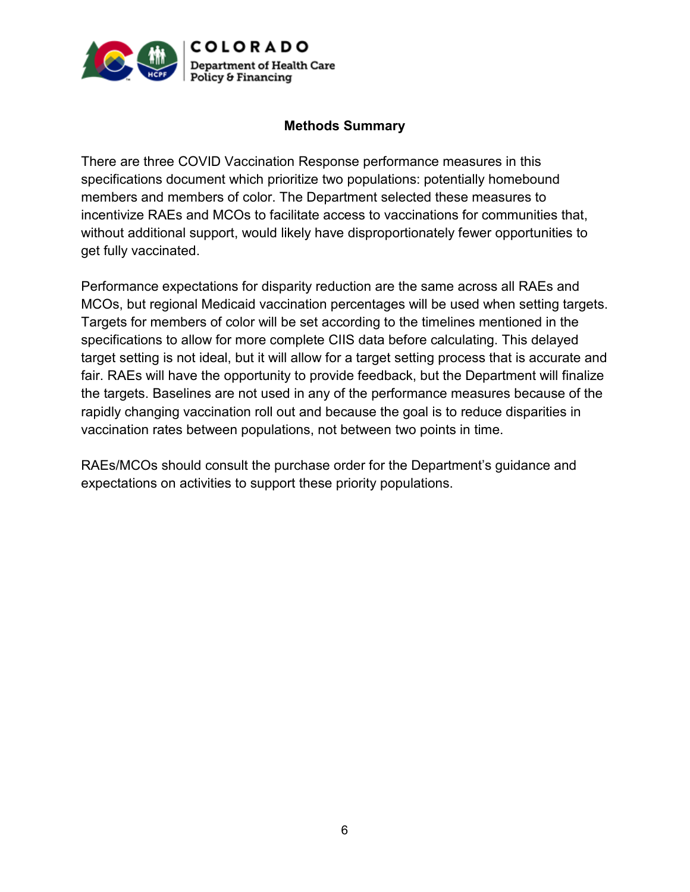## Methods Summary

There are three COVID Vaccination Response performance measures in this specifications document which prioritize two populations: potentially homebound members and members of color. The Department selected these measures to incentivize RAEs and MCOs to facilitate access to vaccinations for communities that, without additional support, would likely have disproportionately fewer opportunities to get fully vaccinated.

Performance expectations for disparity reduction are the same across all RAEs and MCOs, but regional Medicaid vaccination percentages will be used when setting targets. Targets for members of color will be set according to the timelines mentioned in the specifications to allow for more complete CIIS data before calculating. This delayed target setting is not ideal, but it will allow for a target setting process that is accurate and fair. RAEs will have the opportunity to provide feedback, but the Department will finalize the targets. Baselines are not used in any of the performance measures because of the rapidly changing vaccination roll out and because the goal is to reduce disparities in vaccination rates between populations, not between two points in time.

RAEs/MCOs should consult the purchase order for the Department's guidance and expectations on activities to support these priority populations.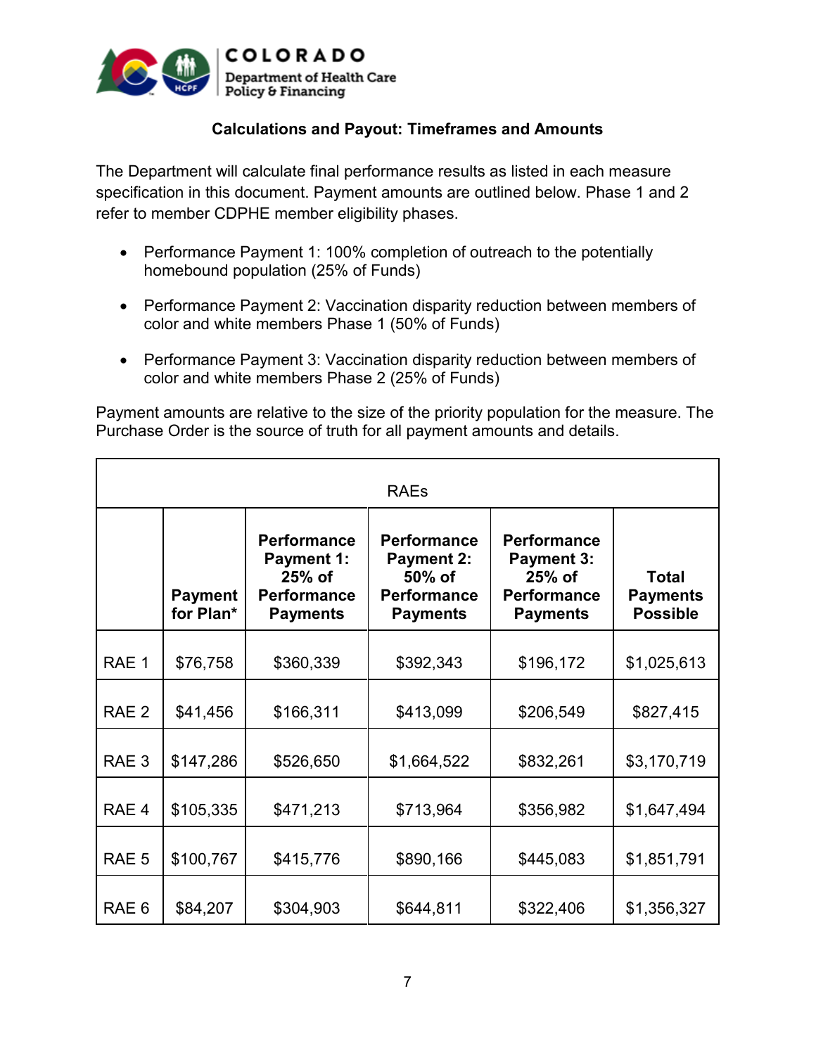### Calculations and Payout: Timeframes and Amounts

The Department will calculate final performance results as listed in each measure specification in this document. Payment amounts are outlined below. Phase 1 and 2 refer to member CDPHE member eligibility phases.

- Performance Payment 1: 100% completion of outreach to the potentially homebound population (25% of Funds)
- Performance Payment 2: Vaccination disparity reduction between members of color and white members Phase 1 (50% of Funds)
- Performance Payment 3: Vaccination disparity reduction between members of color and white members Phase 2 (25% of Funds)

Payment amounts are relative to the size of the priority population for the measure. The Purchase Order is the source of truth for all payment amounts and details.

| RAEs | | | | | |
|---|---|---|---|---|---|
| | **Payment for Plan*** | **Performance Payment 1: 25% of Performance Payments** | **Performance Payment 2: 50% of Performance Payments** | **Performance Payment 3: 25% of Performance Payments** | **Total Payments Possible** |
| RAE 1 | $76,758 | $360,339 | $392,343 | $196,172 | $1,025,613 |
| RAE 2 | $41,456 | $166,311 | $413,099 | $206,549 | $827,415 |
| RAE 3 | $147,286 | $526,650 | $1,664,522 | $832,261 | $3,170,719 |
| RAE 4 | $105,335 | $471,213 | $713,964 | $356,982 | $1,647,494 |
| RAE 5 | $100,767 | $415,776 | $890,166 | $445,083 | $1,851,791 |
| RAE 6 | $84,207 | $304,903 | $644,811 | $322,406 | $1,356,327 |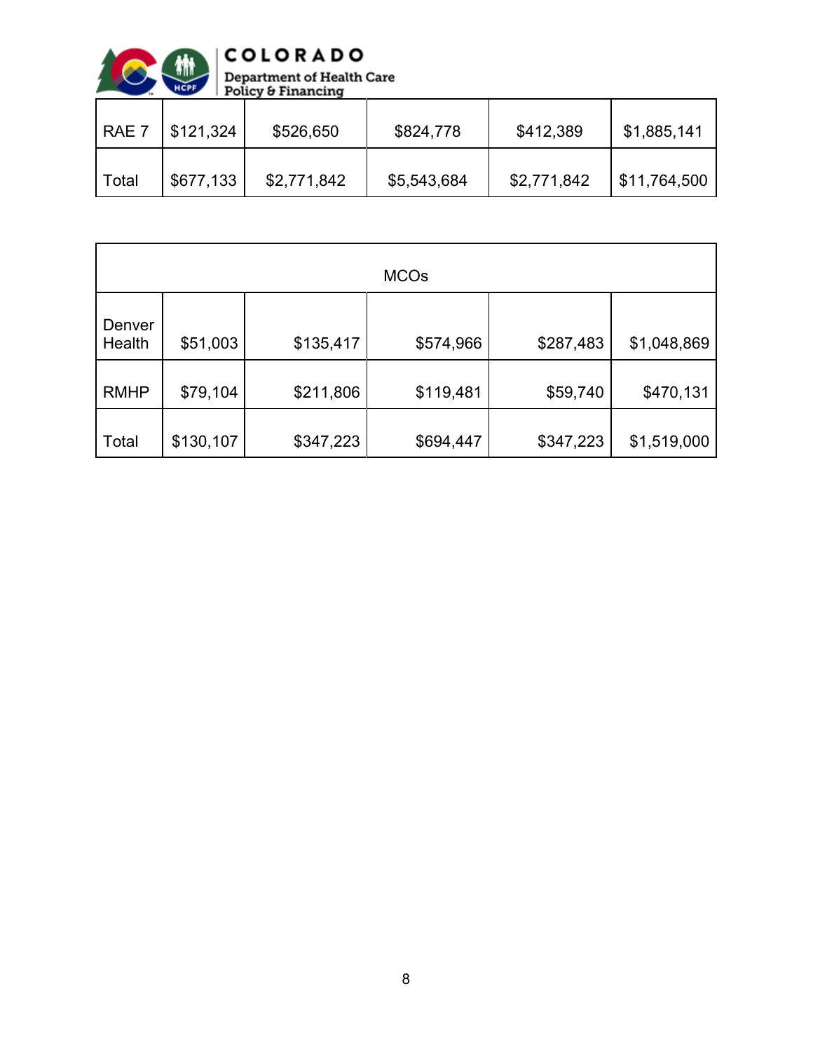| | | | | | |
|---|---|---|---|---|---|
| RAE 7 | $121,324 | $526,650 | $824,778 | $412,389 | $1,885,141 |
| Total | $677,133 | $2,771,842 | $5,543,684 | $2,771,842 | $11,764,500 |

| MCOs | | | | | |
|---|---|---|---|---|---|
| Denver Health | $51,003 | $135,417 | $574,966 | $287,483 | $1,048,869 |
| RMHP | $79,104 | $211,806 | $119,481 | $59,740 | $470,131 |
| Total | $130,107 | $347,223 | $694,447 | $347,223 | $1,519,000 |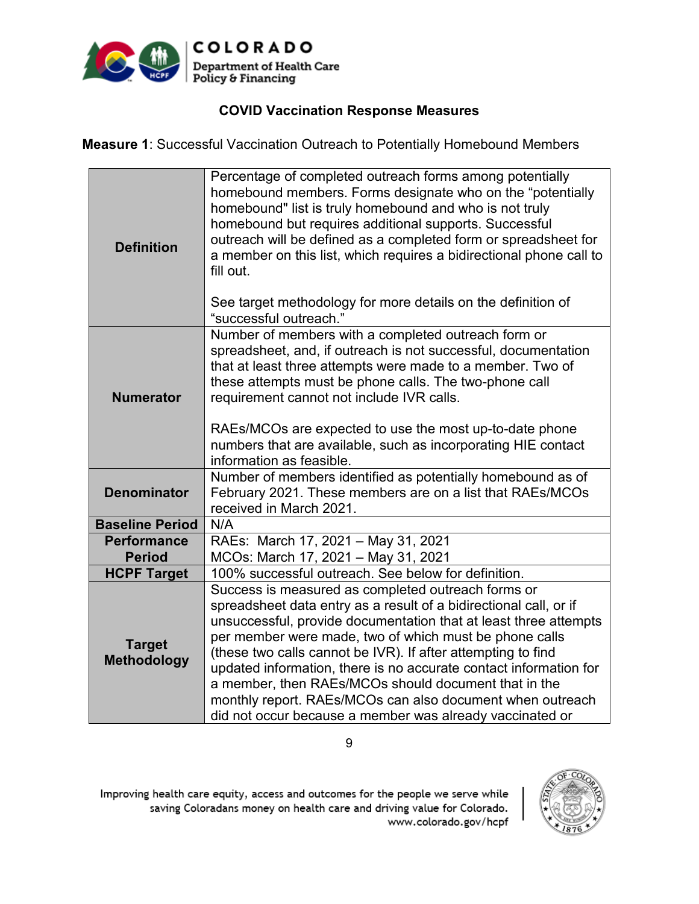**COVID Vaccination Response Measures**

**Measure 1**: Successful Vaccination Outreach to Potentially Homebound Members

| | |
|---|---|
| **Definition** | Percentage of completed outreach forms among potentially homebound members. Forms designate who on the "potentially homebound" list is truly homebound and who is not truly homebound but requires additional supports. Successful outreach will be defined as a completed form or spreadsheet for a member on this list, which requires a bidirectional phone call to fill out.<br><br>See target methodology for more details on the definition of "successful outreach." |
| **Numerator** | Number of members with a completed outreach form or spreadsheet, and, if outreach is not successful, documentation that at least three attempts were made to a member. Two of these attempts must be phone calls. The two-phone call requirement cannot not include IVR calls.<br><br>RAEs/MCOs are expected to use the most up-to-date phone numbers that are available, such as incorporating HIE contact information as feasible. |
| **Denominator** | Number of members identified as potentially homebound as of February 2021. These members are on a list that RAEs/MCOs received in March 2021. |
| **Baseline Period** | N/A |
| **Performance Period** | RAEs: March 17, 2021 – May 31, 2021<br>MCOs: March 17, 2021 – May 31, 2021 |
| **HCPF Target** | 100% successful outreach. See below for definition. |
| **Target Methodology** | Success is measured as completed outreach forms or spreadsheet data entry as a result of a bidirectional call, or if unsuccessful, provide documentation that at least three attempts per member were made, two of which must be phone calls (these two calls cannot be IVR). If after attempting to find updated information, there is no accurate contact information for a member, then RAEs/MCOs should document that in the monthly report. RAEs/MCOs can also document when outreach did not occur because a member was already vaccinated or |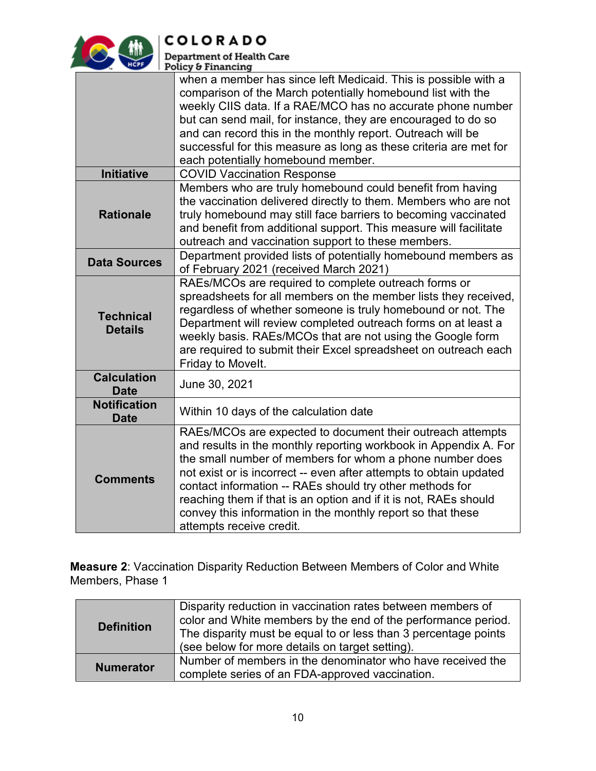| | |
|---|---|
| | when a member has since left Medicaid. This is possible with a comparison of the March potentially homebound list with the weekly CIIS data. If a RAE/MCO has no accurate phone number but can send mail, for instance, they are encouraged to do so and can record this in the monthly report. Outreach will be successful for this measure as long as these criteria are met for each potentially homebound member. |
| **Initiative** | COVID Vaccination Response |
| **Rationale** | Members who are truly homebound could benefit from having the vaccination delivered directly to them. Members who are not truly homebound may still face barriers to becoming vaccinated and benefit from additional support. This measure will facilitate outreach and vaccination support to these members. |
| **Data Sources** | Department provided lists of potentially homebound members as of February 2021 (received March 2021) |
| **Technical Details** | RAEs/MCOs are required to complete outreach forms or spreadsheets for all members on the member lists they received, regardless of whether someone is truly homebound or not. The Department will review completed outreach forms on at least a weekly basis. RAEs/MCOs that are not using the Google form are required to submit their Excel spreadsheet on outreach each Friday to MoveIt. |
| **Calculation Date** | June 30, 2021 |
| **Notification Date** | Within 10 days of the calculation date |
| **Comments** | RAEs/MCOs are expected to document their outreach attempts and results in the monthly reporting workbook in Appendix A. For the small number of members for whom a phone number does not exist or is incorrect -- even after attempts to obtain updated contact information -- RAEs should try other methods for reaching them if that is an option and if it is not, RAEs should convey this information in the monthly report so that these attempts receive credit. |

**Measure 2**: Vaccination Disparity Reduction Between Members of Color and White Members, Phase 1

| | |
|---|---|
| **Definition** | Disparity reduction in vaccination rates between members of color and White members by the end of the performance period. The disparity must be equal to or less than 3 percentage points (see below for more details on target setting). |
| **Numerator** | Number of members in the denominator who have received the complete series of an FDA-approved vaccination. |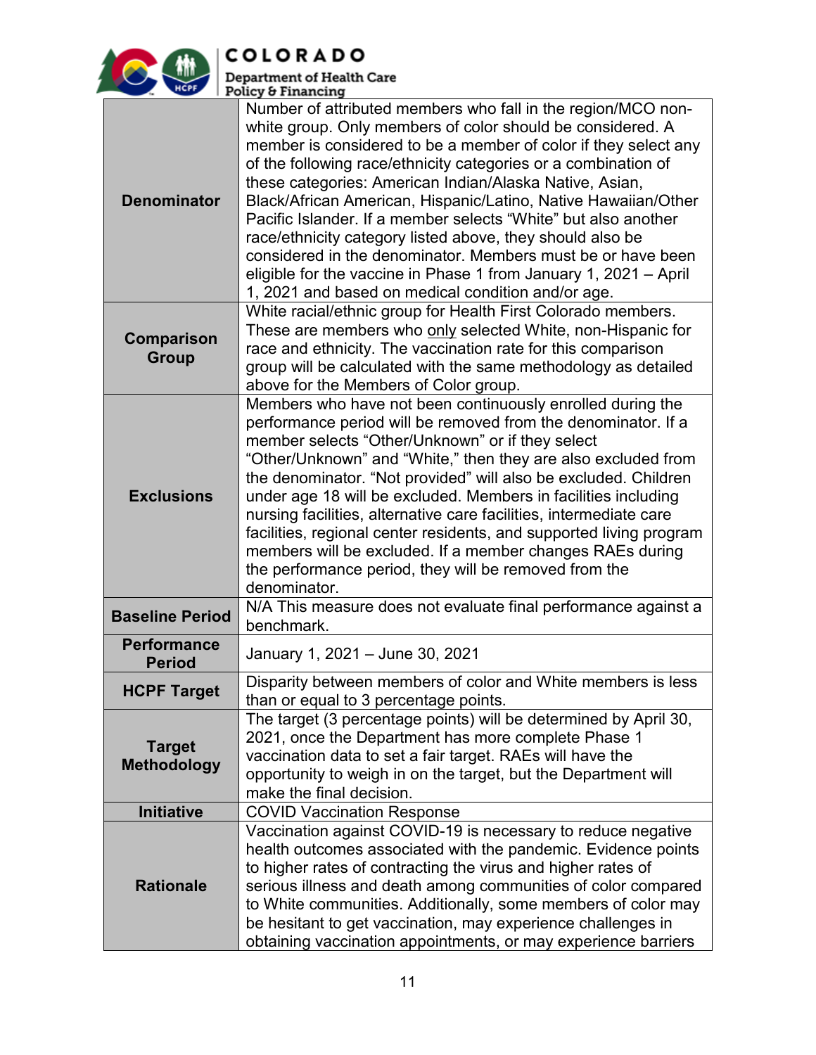| | |
|---|---|
| **Denominator** | Number of attributed members who fall in the region/MCO non-white group. Only members of color should be considered. A member is considered to be a member of color if they select any of the following race/ethnicity categories or a combination of these categories: American Indian/Alaska Native, Asian, Black/African American, Hispanic/Latino, Native Hawaiian/Other Pacific Islander. If a member selects "White" but also another race/ethnicity category listed above, they should also be considered in the denominator. Members must be or have been eligible for the vaccine in Phase 1 from January 1, 2021 – April 1, 2021 and based on medical condition and/or age. |
| **Comparison Group** | White racial/ethnic group for Health First Colorado members. These are members who only selected White, non-Hispanic for race and ethnicity. The vaccination rate for this comparison group will be calculated with the same methodology as detailed above for the Members of Color group. |
| **Exclusions** | Members who have not been continuously enrolled during the performance period will be removed from the denominator. If a member selects "Other/Unknown" or if they select "Other/Unknown" and "White," then they are also excluded from the denominator. "Not provided" will also be excluded. Children under age 18 will be excluded. Members in facilities including nursing facilities, alternative care facilities, intermediate care facilities, regional center residents, and supported living program members will be excluded. If a member changes RAEs during the performance period, they will be removed from the denominator. |
| **Baseline Period** | N/A This measure does not evaluate final performance against a benchmark. |
| **Performance Period** | January 1, 2021 – June 30, 2021 |
| **HCPF Target** | Disparity between members of color and White members is less than or equal to 3 percentage points. |
| **Target Methodology** | The target (3 percentage points) will be determined by April 30, 2021, once the Department has more complete Phase 1 vaccination data to set a fair target. RAEs will have the opportunity to weigh in on the target, but the Department will make the final decision. |
| **Initiative** | COVID Vaccination Response |
| **Rationale** | Vaccination against COVID-19 is necessary to reduce negative health outcomes associated with the pandemic. Evidence points to higher rates of contracting the virus and higher rates of serious illness and death among communities of color compared to White communities. Additionally, some members of color may be hesitant to get vaccination, may experience challenges in obtaining vaccination appointments, or may experience barriers |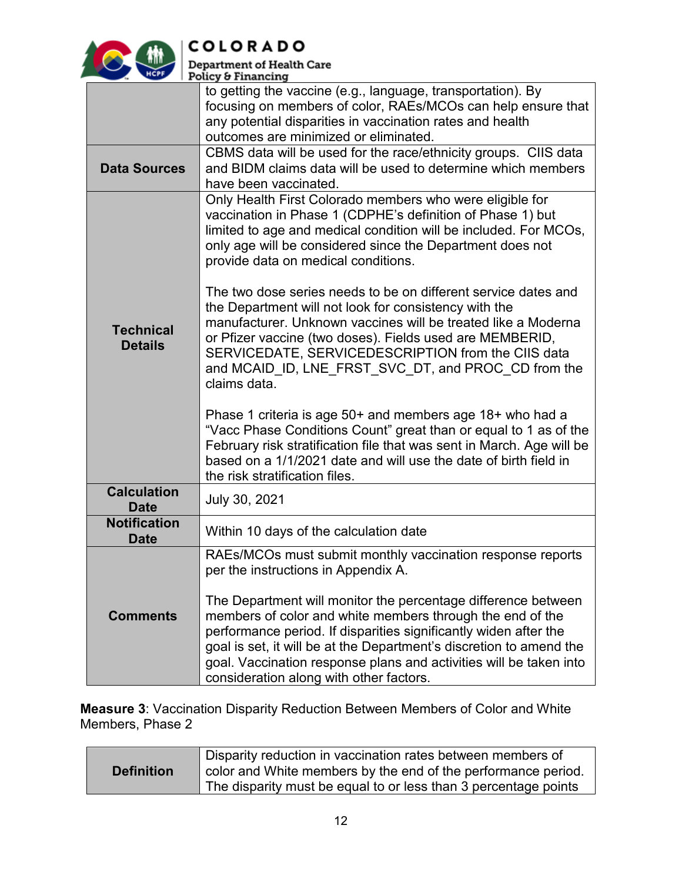| | |
|---|---|
| | to getting the vaccine (e.g., language, transportation). By focusing on members of color, RAEs/MCOs can help ensure that any potential disparities in vaccination rates and health outcomes are minimized or eliminated. |
| **Data Sources** | CBMS data will be used for the race/ethnicity groups. CIIS data and BIDM claims data will be used to determine which members have been vaccinated. |
| **Technical Details** | Only Health First Colorado members who were eligible for vaccination in Phase 1 (CDPHE's definition of Phase 1) but limited to age and medical condition will be included. For MCOs, only age will be considered since the Department does not provide data on medical conditions.<br><br>The two dose series needs to be on different service dates and the Department will not look for consistency with the manufacturer. Unknown vaccines will be treated like a Moderna or Pfizer vaccine (two doses). Fields used are MEMBERID, SERVICEDATE, SERVICEDESCRIPTION from the CIIS data and MCAID_ID, LNE_FRST_SVC_DT, and PROC_CD from the claims data.<br><br>Phase 1 criteria is age 50+ and members age 18+ who had a "Vacc Phase Conditions Count" great than or equal to 1 as of the February risk stratification file that was sent in March. Age will be based on a 1/1/2021 date and will use the date of birth field in the risk stratification files. |
| **Calculation Date** | July 30, 2021 |
| **Notification Date** | Within 10 days of the calculation date |
| **Comments** | RAEs/MCOs must submit monthly vaccination response reports per the instructions in Appendix A.<br><br>The Department will monitor the percentage difference between members of color and white members through the end of the performance period. If disparities significantly widen after the goal is set, it will be at the Department's discretion to amend the goal. Vaccination response plans and activities will be taken into consideration along with other factors. |

**Measure 3**: Vaccination Disparity Reduction Between Members of Color and White Members, Phase 2

| | |
|---|---|
| **Definition** | Disparity reduction in vaccination rates between members of color and White members by the end of the performance period. The disparity must be equal to or less than 3 percentage points |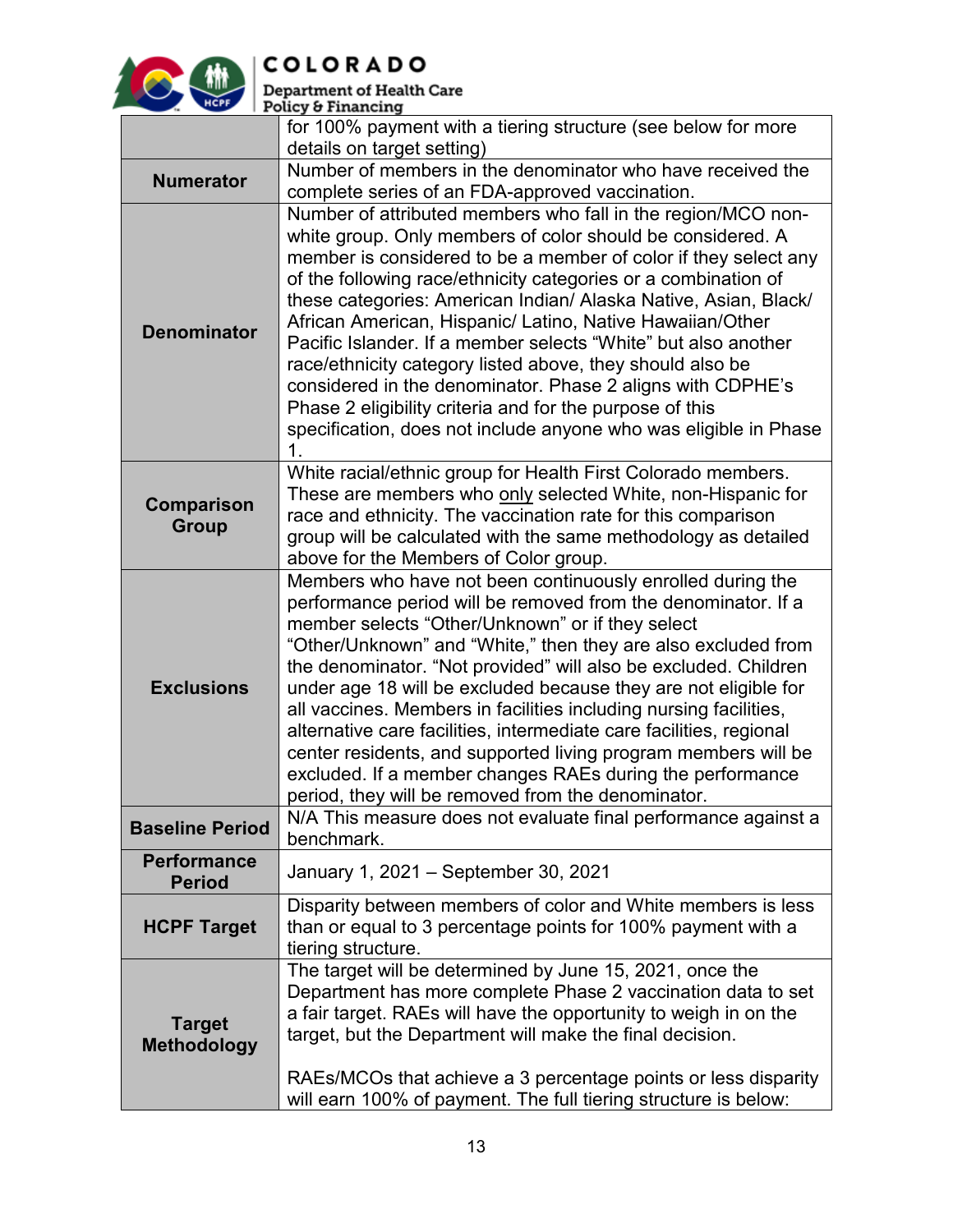| | |
|---|---|
| | for 100% payment with a tiering structure (see below for more details on target setting) |
| **Numerator** | Number of members in the denominator who have received the complete series of an FDA-approved vaccination. |
| **Denominator** | Number of attributed members who fall in the region/MCO non-white group. Only members of color should be considered. A member is considered to be a member of color if they select any of the following race/ethnicity categories or a combination of these categories: American Indian/ Alaska Native, Asian, Black/ African American, Hispanic/ Latino, Native Hawaiian/Other Pacific Islander. If a member selects "White" but also another race/ethnicity category listed above, they should also be considered in the denominator. Phase 2 aligns with CDPHE's Phase 2 eligibility criteria and for the purpose of this specification, does not include anyone who was eligible in Phase 1. |
| **Comparison Group** | White racial/ethnic group for Health First Colorado members. These are members who only selected White, non-Hispanic for race and ethnicity. The vaccination rate for this comparison group will be calculated with the same methodology as detailed above for the Members of Color group. |
| **Exclusions** | Members who have not been continuously enrolled during the performance period will be removed from the denominator. If a member selects "Other/Unknown" or if they select "Other/Unknown" and "White," then they are also excluded from the denominator. "Not provided" will also be excluded. Children under age 18 will be excluded because they are not eligible for all vaccines. Members in facilities including nursing facilities, alternative care facilities, intermediate care facilities, regional center residents, and supported living program members will be excluded. If a member changes RAEs during the performance period, they will be removed from the denominator. |
| **Baseline Period** | N/A This measure does not evaluate final performance against a benchmark. |
| **Performance Period** | January 1, 2021 – September 30, 2021 |
| **HCPF Target** | Disparity between members of color and White members is less than or equal to 3 percentage points for 100% payment with a tiering structure. |
| **Target Methodology** | The target will be determined by June 15, 2021, once the Department has more complete Phase 2 vaccination data to set a fair target. RAEs will have the opportunity to weigh in on the target, but the Department will make the final decision.<br><br>RAEs/MCOs that achieve a 3 percentage points or less disparity will earn 100% of payment. The full tiering structure is below: |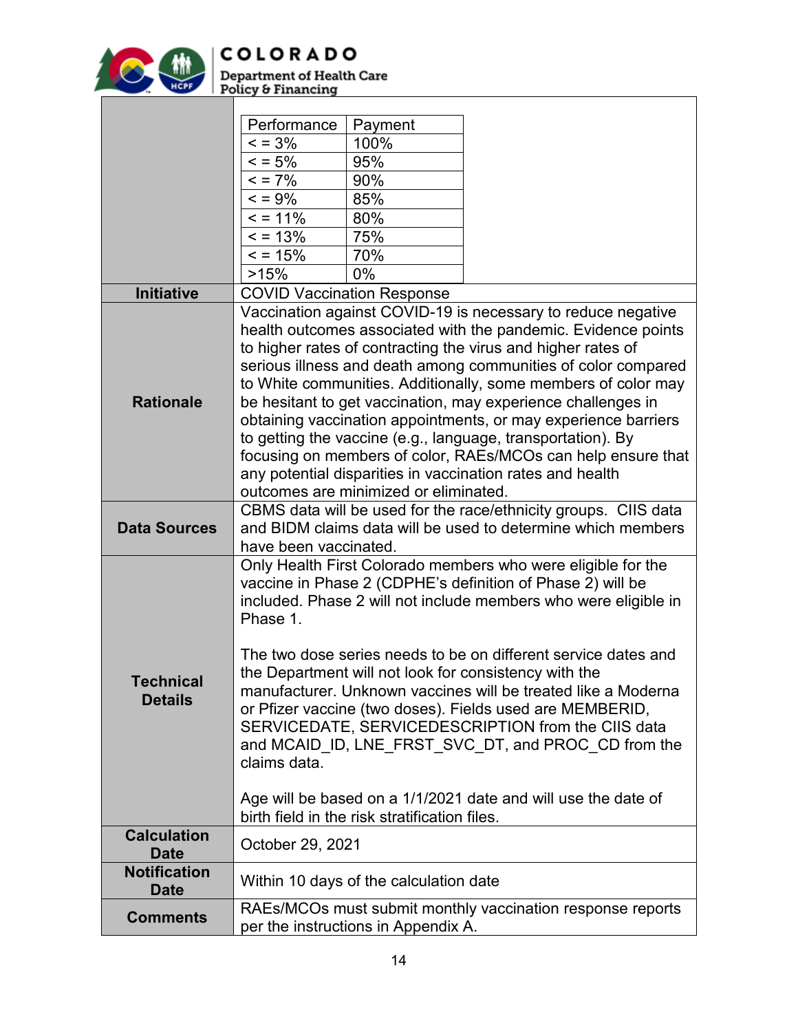| Performance | Payment |
|---|---|
| < = 3% | 100% |
| < = 5% | 95% |
| < = 7% | 90% |
| < = 9% | 85% |
| < = 11% | 80% |
| < = 13% | 75% |
| < = 15% | 70% |
| >15% | 0% |

| | |
|---|---|
| **Initiative** | COVID Vaccination Response |
| **Rationale** | Vaccination against COVID-19 is necessary to reduce negative health outcomes associated with the pandemic. Evidence points to higher rates of contracting the virus and higher rates of serious illness and death among communities of color compared to White communities. Additionally, some members of color may be hesitant to get vaccination, may experience challenges in obtaining vaccination appointments, or may experience barriers to getting the vaccine (e.g., language, transportation). By focusing on members of color, RAEs/MCOs can help ensure that any potential disparities in vaccination rates and health outcomes are minimized or eliminated. |
| **Data Sources** | CBMS data will be used for the race/ethnicity groups. CIIS data and BIDM claims data will be used to determine which members have been vaccinated. |
| **Technical Details** | Only Health First Colorado members who were eligible for the vaccine in Phase 2 (CDPHE's definition of Phase 2) will be included. Phase 2 will not include members who were eligible in Phase 1.<br><br>The two dose series needs to be on different service dates and the Department will not look for consistency with the manufacturer. Unknown vaccines will be treated like a Moderna or Pfizer vaccine (two doses). Fields used are MEMBERID, SERVICEDATE, SERVICEDESCRIPTION from the CIIS data and MCAID_ID, LNE_FRST_SVC_DT, and PROC_CD from the claims data.<br><br>Age will be based on a 1/1/2021 date and will use the date of birth field in the risk stratification files. |
| **Calculation Date** | October 29, 2021 |
| **Notification Date** | Within 10 days of the calculation date |
| **Comments** | RAEs/MCOs must submit monthly vaccination response reports per the instructions in Appendix A. |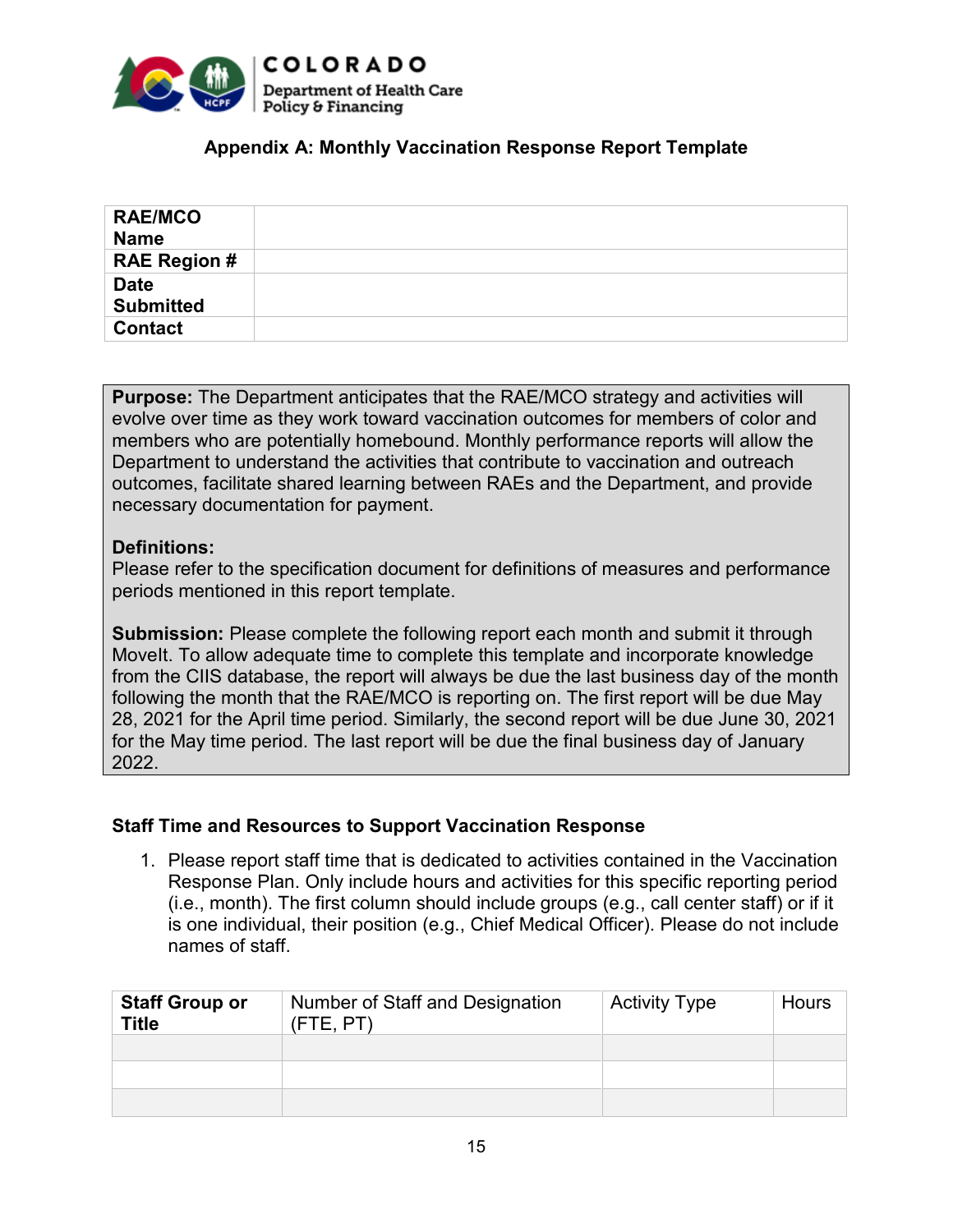COLORADO
Department of Health Care Policy & Financing

## Appendix A: Monthly Vaccination Response Report Template

| | |
|---|---|
| **RAE/MCO Name** | |
| **RAE Region #** | |
| **Date Submitted** | |
| **Contact** | |

**Purpose:** The Department anticipates that the RAE/MCO strategy and activities will evolve over time as they work toward vaccination outcomes for members of color and members who are potentially homebound. Monthly performance reports will allow the Department to understand the activities that contribute to vaccination and outreach outcomes, facilitate shared learning between RAEs and the Department, and provide necessary documentation for payment.

**Definitions:**
Please refer to the specification document for definitions of measures and performance periods mentioned in this report template.

**Submission:** Please complete the following report each month and submit it through MoveIt. To allow adequate time to complete this template and incorporate knowledge from the CIIS database, the report will always be due the last business day of the month following the month that the RAE/MCO is reporting on. The first report will be due May 28, 2021 for the April time period. Similarly, the second report will be due June 30, 2021 for the May time period. The last report will be due the final business day of January 2022.

### Staff Time and Resources to Support Vaccination Response

1. Please report staff time that is dedicated to activities contained in the Vaccination Response Plan. Only include hours and activities for this specific reporting period (i.e., month). The first column should include groups (e.g., call center staff) or if it is one individual, their position (e.g., Chief Medical Officer). Please do not include names of staff.

| **Staff Group or Title** | Number of Staff and Designation (FTE, PT) | Activity Type | Hours |
|---|---|---|---|
| | | | |
| | | | |
| | | | |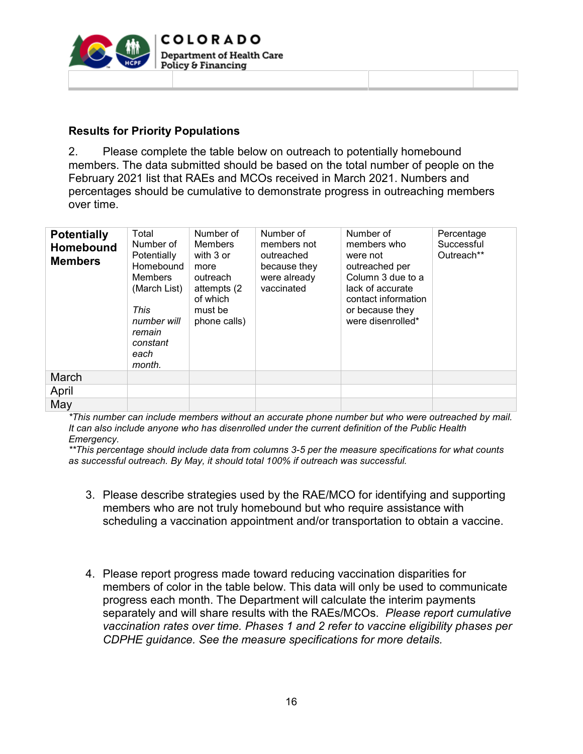### Results for Priority Populations

2. Please complete the table below on outreach to potentially homebound members. The data submitted should be based on the total number of people on the February 2021 list that RAEs and MCOs received in March 2021. Numbers and percentages should be cumulative to demonstrate progress in outreaching members over time.

| **Potentially Homebound Members** | Total Number of Potentially Homebound Members (March List) *This number will remain constant each month.* | Number of Members with 3 or more outreach attempts (2 of which must be phone calls) | Number of members not outreached because they were already vaccinated | Number of members who were not outreached per Column 3 due to a lack of accurate contact information or because they were disenrolled* | Percentage Successful Outreach** |
|---|---|---|---|---|---|
| March | | | | | |
| April | | | | | |
| May | | | | | |

*\*This number can include members without an accurate phone number but who were outreached by mail. It can also include anyone who has disenrolled under the current definition of the Public Health Emergency.*

*\*\*This percentage should include data from columns 3-5 per the measure specifications for what counts as successful outreach. By May, it should total 100% if outreach was successful.*

3. Please describe strategies used by the RAE/MCO for identifying and supporting members who are not truly homebound but who require assistance with scheduling a vaccination appointment and/or transportation to obtain a vaccine.

4. Please report progress made toward reducing vaccination disparities for members of color in the table below. This data will only be used to communicate progress each month. The Department will calculate the interim payments separately and will share results with the RAEs/MCOs. *Please report cumulative vaccination rates over time. Phases 1 and 2 refer to vaccine eligibility phases per CDPHE guidance. See the measure specifications for more details.*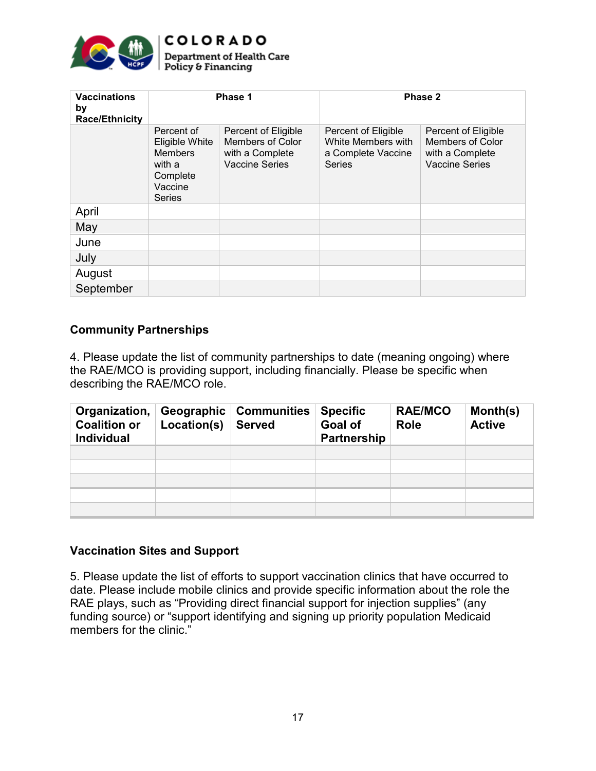| Vaccinations by Race/Ethnicity | Phase 1 | | Phase 2 | |
|---|---|---|---|---|
| | Percent of Eligible White Members with a Complete Vaccine Series | Percent of Eligible Members of Color with a Complete Vaccine Series | Percent of Eligible White Members with a Complete Vaccine Series | Percent of Eligible Members of Color with a Complete Vaccine Series |
| April | | | | |
| May | | | | |
| June | | | | |
| July | | | | |
| August | | | | |
| September | | | | |

### Community Partnerships

4. Please update the list of community partnerships to date (meaning ongoing) where the RAE/MCO is providing support, including financially. Please be specific when describing the RAE/MCO role.

| Organization, Coalition or Individual | Geographic Location(s) | Communities Served | Specific Goal of Partnership | RAE/MCO Role | Month(s) Active |
|---|---|---|---|---|---|
| | | | | | |
| | | | | | |
| | | | | | |
| | | | | | |
| | | | | | |

### Vaccination Sites and Support

5. Please update the list of efforts to support vaccination clinics that have occurred to date. Please include mobile clinics and provide specific information about the role the RAE plays, such as "Providing direct financial support for injection supplies" (any funding source) or "support identifying and signing up priority population Medicaid members for the clinic."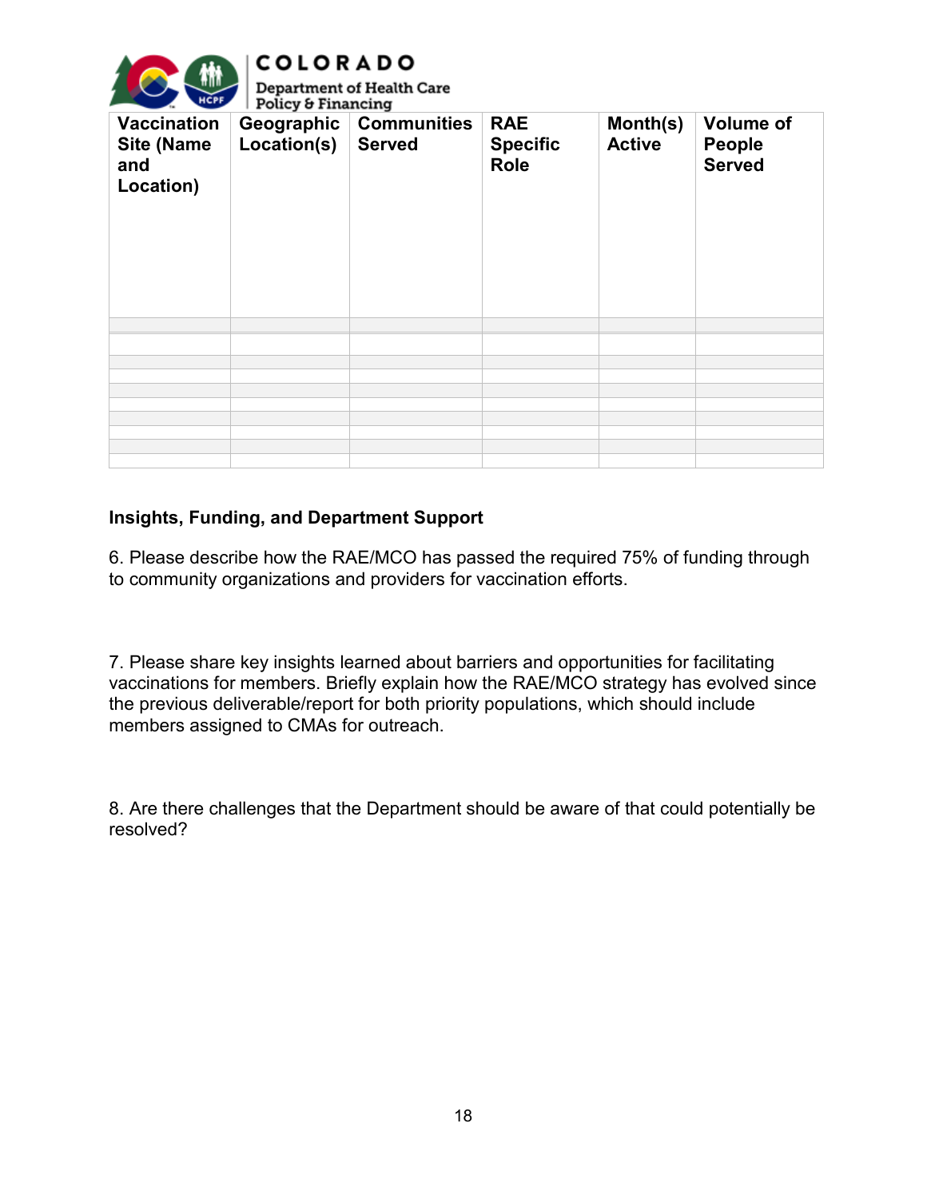| Vaccination Site (Name and Location) | Geographic Location(s) | Communities Served | RAE Specific Role | Month(s) Active | Volume of People Served |
|---|---|---|---|---|---|
| | | | | | |
| | | | | | |
| | | | | | |
| | | | | | |
| | | | | | |
| | | | | | |
| | | | | | |
| | | | | | |
| | | | | | |
| | | | | | |

**Insights, Funding, and Department Support**

6. Please describe how the RAE/MCO has passed the required 75% of funding through to community organizations and providers for vaccination efforts.

7. Please share key insights learned about barriers and opportunities for facilitating vaccinations for members. Briefly explain how the RAE/MCO strategy has evolved since the previous deliverable/report for both priority populations, which should include members assigned to CMAs for outreach.

8. Are there challenges that the Department should be aware of that could potentially be resolved?